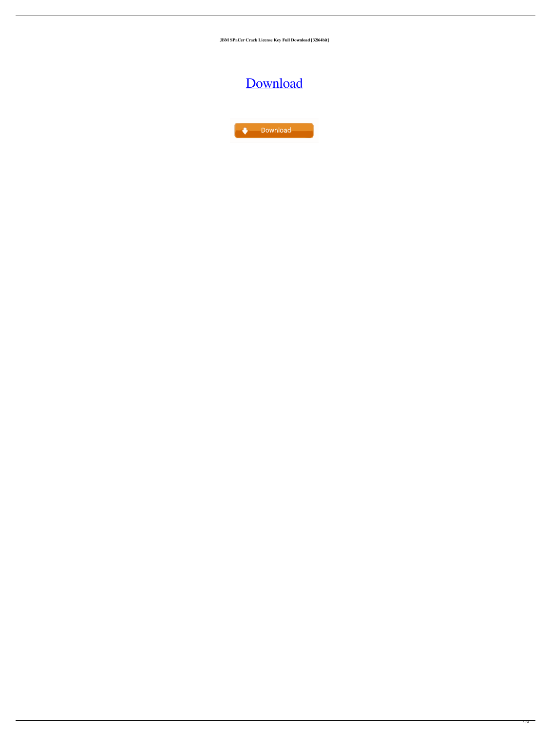**JBM SPaCer Crack License Key Full Download [32|64bit]**

# Download

Download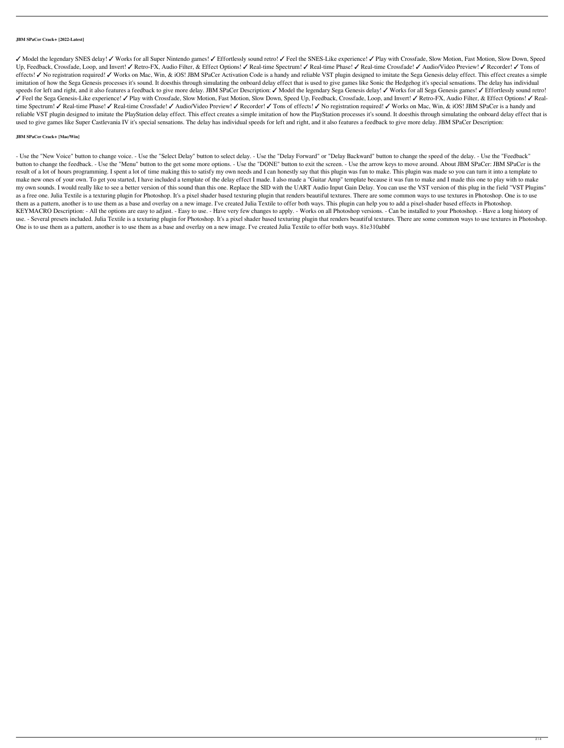**JBM SPaCer Crack+ [2022-Latest]**

✓ Model the legendary SNES delay! ✓ Works for all Super Nintendo games! ✓ Effortlessly sound retro! ✓ Feel the SNES-Like experience! ✓ Play with Crossfade, Slow Motion, Fast Motion, Slow Down, Speed Up, Feedback, Crossfade, Loop, and Invert! ✓ Retro-FX, Audio Filter, & Effect Options! ✓ Real-time Spectrum! ✓ Real-time Phase! ✓ Real-time Crossfade! ✓ Audio/Video Preview! ✓ Recorder! ✓ Tons of effects! ✓ No registration required! ✓ Works on Mac, Win, & iOS! JBM SPaCer Activation Code is a handy and reliable VST plugin designed to imitate the Sega Genesis delay effect. This effect creates a simple imitation of how the Sega Genesis processes it's sound. It doesthis through simulating the onboard delay effect that is used to give games like Sonic the Hedgehog it's special sensations. The delay has individual speeds for left and right, and it also features a feedback to give more delay. JBM SPaCer Description: ✓ Model the legendary Sega Genesis delay! ✓ Works for all Sega Genesis games! ✓ Effortlessly sound retro! ✓ Feel the Sega Genesis-Like experience! ✓ Play with Crossfade, Slow Motion, Fast Motion, Slow Down, Speed Up, Feedback, Crossfade, Loop, and Invert! ✓ Retro-FX, Audio Filter, & Effect Options! ✓ Real-time Spectrum! ✓ Real-time Phase! ✓ Real-time Crossfade! ✓ Audio/Video Preview! ✓ Recorder! ✓ Tons of effects! ✓ No registration required! ✓ Works on Mac, Win, & iOS! JBM SPaCer is a handy and reliable VST plugin designed to imitate the PlayStation delay effect. This effect creates a simple imitation of how the PlayStation processes it's sound. It doesthis through simulating the onboard delay effect that is used to give games like Super Castlevania IV it's special sensations. The delay has individual speeds for left and right, and it also features a feedback to give more delay. JBM SPaCer Description:

**JBM SPaCer Crack+ [Mac/Win]**

- Use the "New Voice" button to change voice. - Use the "Select Delay" button to select delay. - Use the "Delay Forward" or "Delay Backward" button to change the speed of the delay. - Use the "Feedback" button to change the feedback. - Use the "Menu" button to the get some more options. - Use the "DONE" button to exit the screen. - Use the arrow keys to move around. About JBM SPaCer: JBM SPaCer is the result of a lot of hours programming. I spent a lot of time making this to satisfy my own needs and I can honestly say that this plugin was fun to make. This plugin was made so you can turn it into a template to make new ones of your own. To get you started, I have included a template of the delay effect I made. I also made a "Guitar Amp" template because it was fun to make and I made this one to play with to make my own sounds. I would really like to see a better version of this sound than this one. Replace the SID with the UART Audio Input Gain Delay. You can use the VST version of this plug in the field "VST Plugins" as a free one. Julia Textile is a texturing plugin for Photoshop. It's a pixel shader based texturing plugin that renders beautiful textures. There are some common ways to use textures in Photoshop. One is to use them as a pattern, another is to use them as a base and overlay on a new image. I've created Julia Textile to offer both ways. This plugin can help you to add a pixel-shader based effects in Photoshop. KEYMACRO Description: - All the options are easy to adjust. - Easy to use. - Have very few changes to apply. - Works on all Photoshop versions. - Can be installed to your Photoshop. - Have a long history of use. - Several presets included. Julia Textile is a texturing plugin for Photoshop. It's a pixel shader based texturing plugin that renders beautiful textures. There are some common ways to use textures in Photoshop. One is to use them as a pattern, another is to use them as a base and overlay on a new image. I've created Julia Textile to offer both ways. 81e310abbf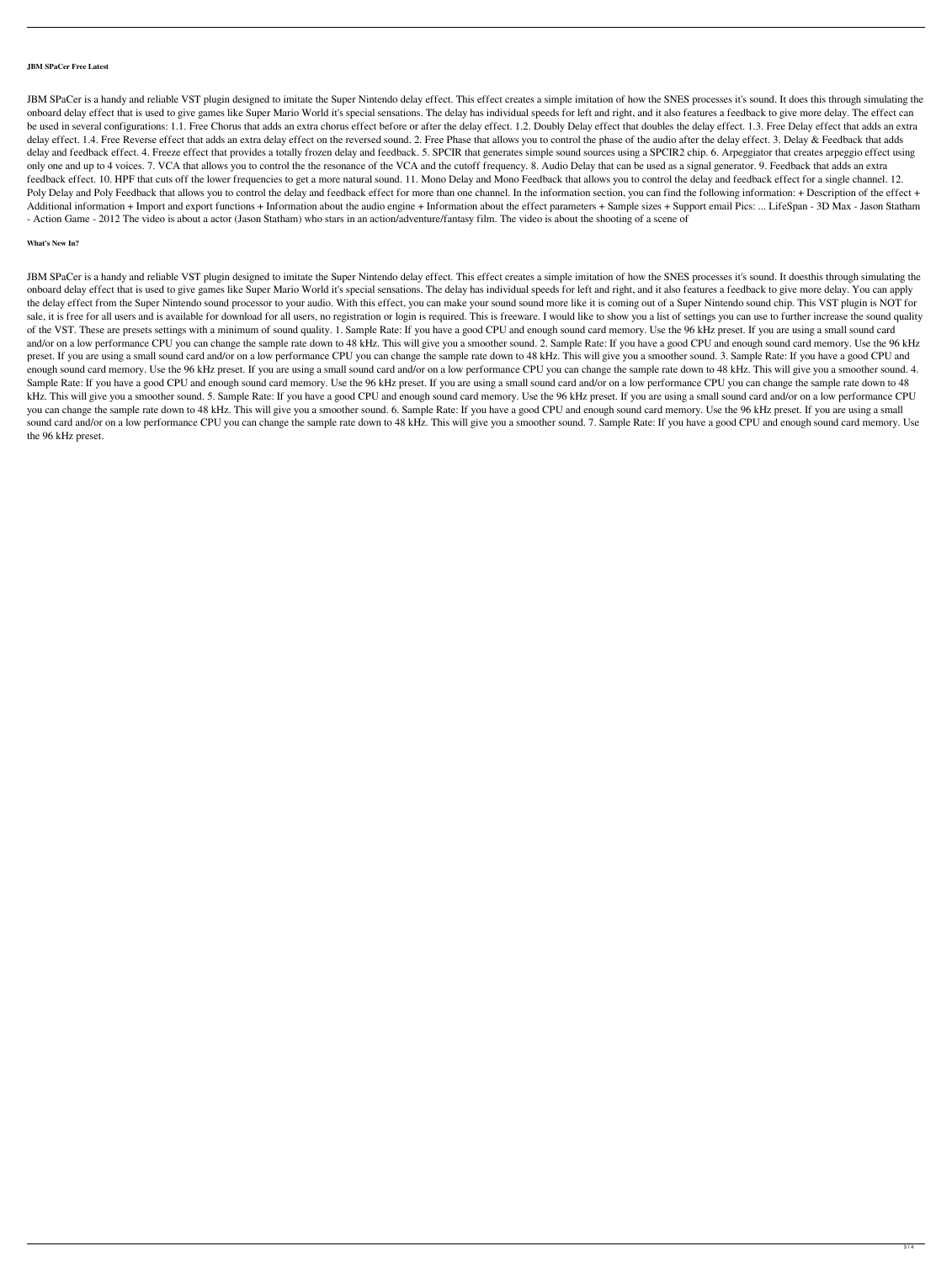**JBM SPaCer Free Latest**

JBM SPaCer is a handy and reliable VST plugin designed to imitate the Super Nintendo delay effect. This effect creates a simple imitation of how the SNES processes it's sound. It does this through simulating the onboard delay effect that is used to give games like Super Mario World it's special sensations. The delay has individual speeds for left and right, and it also features a feedback to give more delay. The effect can be used in several configurations: 1.1. Free Chorus that adds an extra chorus effect before or after the delay effect. 1.2. Doubly Delay effect that doubles the delay effect. 1.3. Free Delay effect that adds an extra delay effect. 1.4. Free Reverse effect that adds an extra delay effect on the reversed sound. 2. Free Phase that allows you to control the phase of the audio after the delay effect. 3. Delay & Feedback that adds delay and feedback effect. 4. Freeze effect that provides a totally frozen delay and feedback. 5. SPCIR that generates simple sound sources using a SPCIR2 chip. 6. Arpeggiator that creates arpeggio effect using only one and up to 4 voices. 7. VCA that allows you to control the the resonance of the VCA and the cutoff frequency. 8. Audio Delay that can be used as a signal generator. 9. Feedback that adds an extra feedback effect. 10. HPF that cuts off the lower frequencies to get a more natural sound. 11. Mono Delay and Mono Feedback that allows you to control the delay and feedback effect for a single channel. 12. Poly Delay and Poly Feedback that allows you to control the delay and feedback effect for more than one channel. In the information section, you can find the following information: + Description of the effect + Additional information + Import and export functions + Information about the audio engine + Information about the effect parameters + Sample sizes + Support email Pics: ... LifeSpan - 3D Max - Jason Statham - Action Game - 2012 The video is about a actor (Jason Statham) who stars in an action/adventure/fantasy film. The video is about the shooting of a scene of

**What's New In?**

JBM SPaCer is a handy and reliable VST plugin designed to imitate the Super Nintendo delay effect. This effect creates a simple imitation of how the SNES processes it's sound. It doesthis through simulating the onboard delay effect that is used to give games like Super Mario World it's special sensations. The delay has individual speeds for left and right, and it also features a feedback to give more delay. You can apply the delay effect from the Super Nintendo sound processor to your audio. With this effect, you can make your sound sound more like it is coming out of a Super Nintendo sound chip. This VST plugin is NOT for sale, it is free for all users and is available for download for all users, no registration or login is required. This is freeware. I would like to show you a list of settings you can use to further increase the sound quality of the VST. These are presets settings with a minimum of sound quality. 1. Sample Rate: If you have a good CPU and enough sound card memory. Use the 96 kHz preset. If you are using a small sound card and/or on a low performance CPU you can change the sample rate down to 48 kHz. This will give you a smoother sound. 2. Sample Rate: If you have a good CPU and enough sound card memory. Use the 96 kHz preset. If you are using a small sound card and/or on a low performance CPU you can change the sample rate down to 48 kHz. This will give you a smoother sound. 3. Sample Rate: If you have a good CPU and enough sound card memory. Use the 96 kHz preset. If you are using a small sound card and/or on a low performance CPU you can change the sample rate down to 48 kHz. This will give you a smoother sound. 4. Sample Rate: If you have a good CPU and enough sound card memory. Use the 96 kHz preset. If you are using a small sound card and/or on a low performance CPU you can change the sample rate down to 48 kHz. This will give you a smoother sound. 5. Sample Rate: If you have a good CPU and enough sound card memory. Use the 96 kHz preset. If you are using a small sound card and/or on a low performance CPU you can change the sample rate down to 48 kHz. This will give you a smoother sound. 6. Sample Rate: If you have a good CPU and enough sound card memory. Use the 96 kHz preset. If you are using a small sound card and/or on a low performance CPU you can change the sample rate down to 48 kHz. This will give you a smoother sound. 7. Sample Rate: If you have a good CPU and enough sound card memory. Use the 96 kHz preset.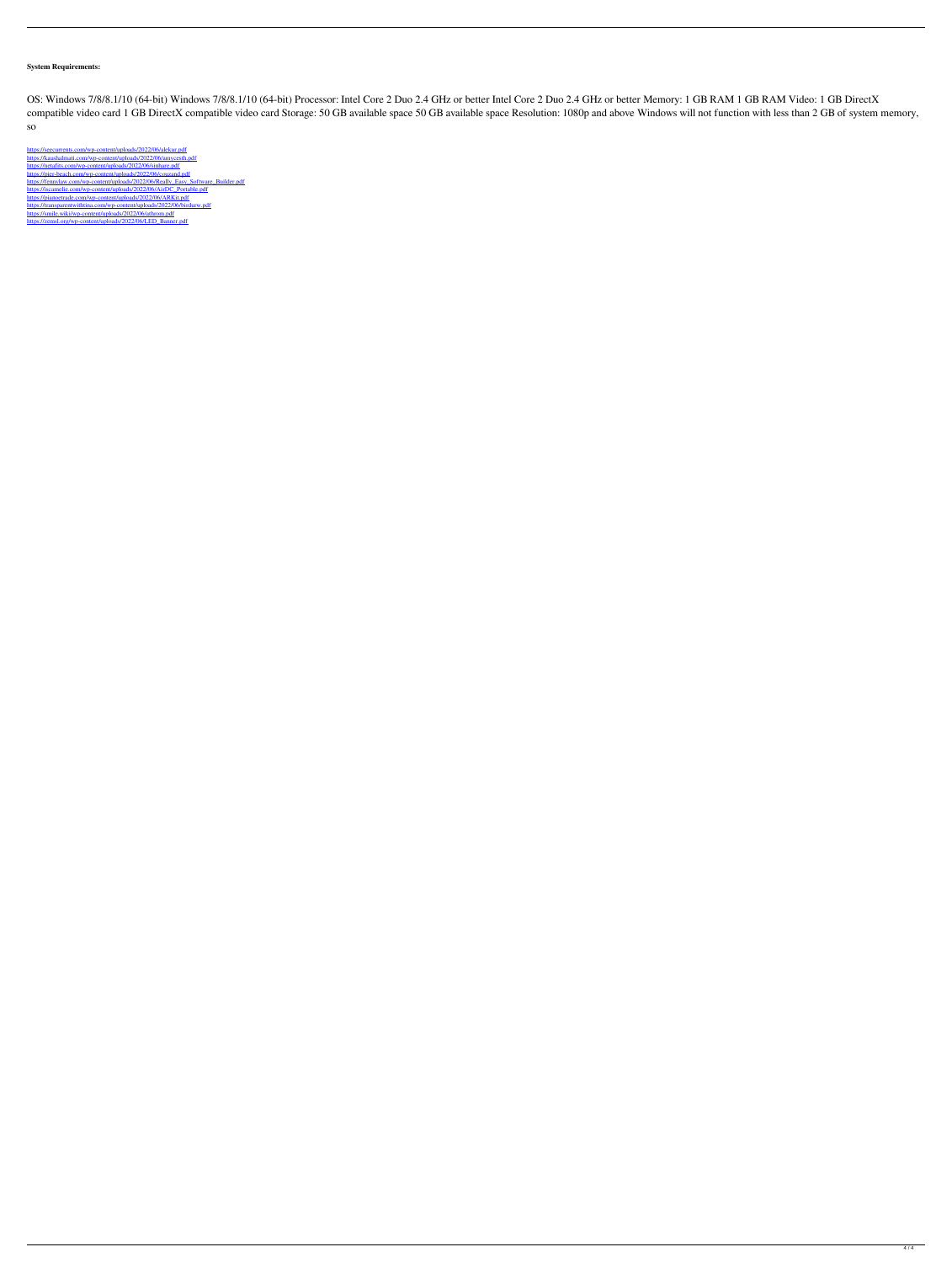**System Requirements:**

OS: Windows 7/8/8.1/10 (64-bit) Windows 7/8/8.1/10 (64-bit) Processor: Intel Core 2 Duo 2.4 GHz or better Intel Core 2 Duo 2.4 GHz or better Memory: 1 GB RAM 1 GB RAM Video: 1 GB DirectX compatible video card 1 GB DirectX compatible video card Storage: 50 GB available space 50 GB available space Resolution: 1080p and above Windows will not function with less than 2 GB of system memory, so

https://seecurrents.com/wp-content/uploads/2022/06/alekur.pdf
https://kaushalmati.com/wp-content/uploads/2022/06/amycesth.pdf
https://netafits.com/wp-content/uploads/2022/06/sinhare.pdf
https://pier-beach.com/wp-content/uploads/2022/06/cosrand.pdf
https://fennylaw.com/wp-content/uploads/2022/06/Really_Easy_Software_Builder.pdf
https://lacamelie.com/wp-content/uploads/2022/06/AirDC_Portable.pdf
https://pianoetrade.com/wp-content/uploads/2022/06/ARKit.pdf
https://transparentwithtina.com/wp-content/uploads/2022/06/birduew.pdf
https://smile.wiki/wp-content/uploads/2022/06/athrom.pdf
https://zemsl.org/wp-content/uploads/2022/06/LED_Banner.pdf